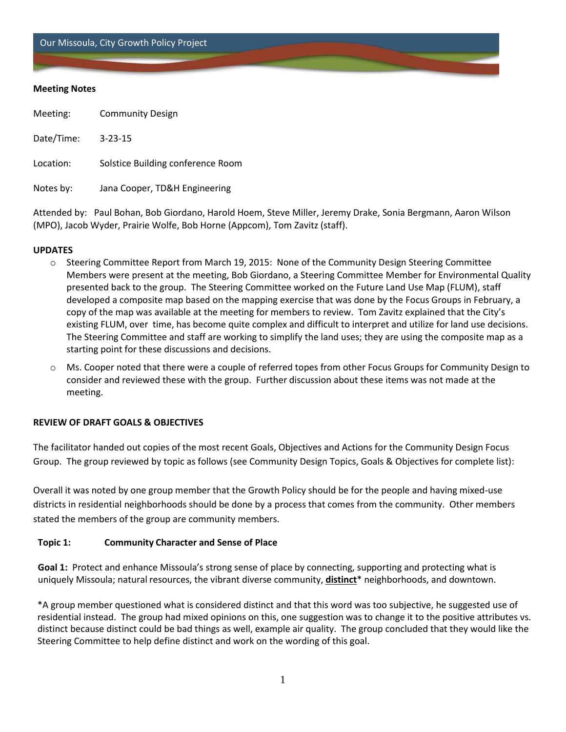Our Missoula, City Growth Policy Project

**Meeting Notes**

Meeting: Community Design

Date/Time: 3-23-15

Location: Solstice Building conference Room

Notes by: Jana Cooper, TD&H Engineering

Attended by: Paul Bohan, Bob Giordano, Harold Hoem, Steve Miller, Jeremy Drake, Sonia Bergmann, Aaron Wilson (MPO), Jacob Wyder, Prairie Wolfe, Bob Horne (Appcom), Tom Zavitz (staff).

**UPDATES**

- Steering Committee Report from March 19, 2015: None of the Community Design Steering Committee Members were present at the meeting, Bob Giordano, a Steering Committee Member for Environmental Quality presented back to the group. The Steering Committee worked on the Future Land Use Map (FLUM), staff developed a composite map based on the mapping exercise that was done by the Focus Groups in February, a copy of the map was available at the meeting for members to review. Tom Zavitz explained that the City's existing FLUM, over time, has become quite complex and difficult to interpret and utilize for land use decisions. The Steering Committee and staff are working to simplify the land uses; they are using the composite map as a starting point for these discussions and decisions.
- Ms. Cooper noted that there were a couple of referred topes from other Focus Groups for Community Design to consider and reviewed these with the group. Further discussion about these items was not made at the meeting.

**REVIEW OF DRAFT GOALS & OBJECTIVES**

The facilitator handed out copies of the most recent Goals, Objectives and Actions for the Community Design Focus Group. The group reviewed by topic as follows (see Community Design Topics, Goals & Objectives for complete list):

Overall it was noted by one group member that the Growth Policy should be for the people and having mixed-use districts in residential neighborhoods should be done by a process that comes from the community. Other members stated the members of the group are community members.

**Topic 1: Community Character and Sense of Place**

**Goal 1:** Protect and enhance Missoula's strong sense of place by connecting, supporting and protecting what is uniquely Missoula; natural resources, the vibrant diverse community, **distinct*** neighborhoods, and downtown.

*A group member questioned what is considered distinct and that this word was too subjective, he suggested use of residential instead. The group had mixed opinions on this, one suggestion was to change it to the positive attributes vs. distinct because distinct could be bad things as well, example air quality. The group concluded that they would like the Steering Committee to help define distinct and work on the wording of this goal.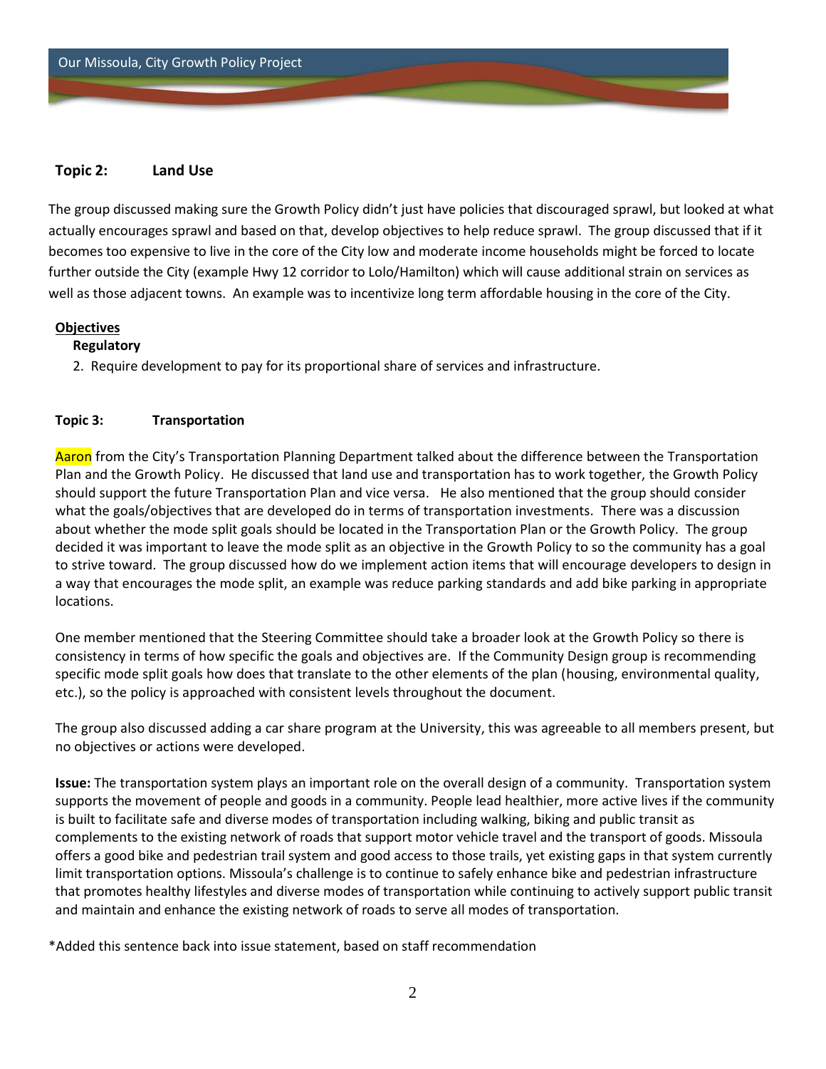## Topic 2: Land Use

The group discussed making sure the Growth Policy didn't just have policies that discouraged sprawl, but looked at what actually encourages sprawl and based on that, develop objectives to help reduce sprawl. The group discussed that if it becomes too expensive to live in the core of the City low and moderate income households might be forced to locate further outside the City (example Hwy 12 corridor to Lolo/Hamilton) which will cause additional strain on services as well as those adjacent towns. An example was to incentivize long term affordable housing in the core of the City.

**Objectives**

**Regulatory**

2. Require development to pay for its proportional share of services and infrastructure.

## Topic 3: Transportation

Aaron from the City's Transportation Planning Department talked about the difference between the Transportation Plan and the Growth Policy. He discussed that land use and transportation has to work together, the Growth Policy should support the future Transportation Plan and vice versa. He also mentioned that the group should consider what the goals/objectives that are developed do in terms of transportation investments. There was a discussion about whether the mode split goals should be located in the Transportation Plan or the Growth Policy. The group decided it was important to leave the mode split as an objective in the Growth Policy to so the community has a goal to strive toward. The group discussed how do we implement action items that will encourage developers to design in a way that encourages the mode split, an example was reduce parking standards and add bike parking in appropriate locations.

One member mentioned that the Steering Committee should take a broader look at the Growth Policy so there is consistency in terms of how specific the goals and objectives are. If the Community Design group is recommending specific mode split goals how does that translate to the other elements of the plan (housing, environmental quality, etc.), so the policy is approached with consistent levels throughout the document.

The group also discussed adding a car share program at the University, this was agreeable to all members present, but no objectives or actions were developed.

**Issue:** The transportation system plays an important role on the overall design of a community. Transportation system supports the movement of people and goods in a community. People lead healthier, more active lives if the community is built to facilitate safe and diverse modes of transportation including walking, biking and public transit as complements to the existing network of roads that support motor vehicle travel and the transport of goods. Missoula offers a good bike and pedestrian trail system and good access to those trails, yet existing gaps in that system currently limit transportation options. Missoula's challenge is to continue to safely enhance bike and pedestrian infrastructure that promotes healthy lifestyles and diverse modes of transportation while continuing to actively support public transit and maintain and enhance the existing network of roads to serve all modes of transportation.

*Added this sentence back into issue statement, based on staff recommendation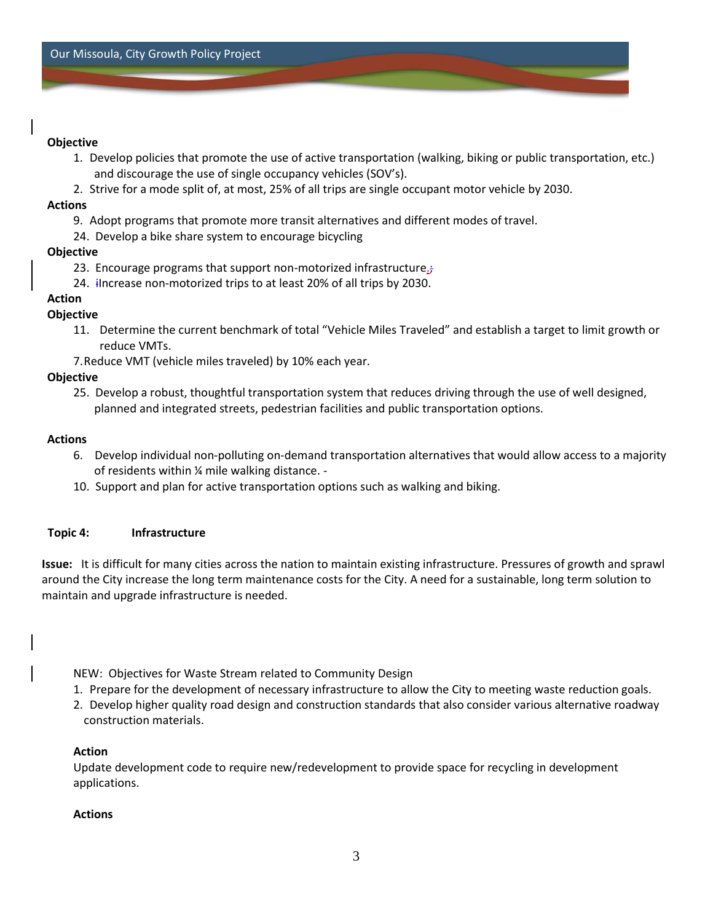**Objective**

1. Develop policies that promote the use of active transportation (walking, biking or public transportation, etc.) and discourage the use of single occupancy vehicles (SOV's).
2. Strive for a mode split of, at most, 25% of all trips are single occupant motor vehicle by 2030.

**Actions**

9. Adopt programs that promote more transit alternatives and different modes of travel.
24. Develop a bike share system to encourage bicycling

**Objective**

23. Encourage programs that support non-motorized infrastructure.;
24. iIncrease non-motorized trips to at least 20% of all trips by 2030.

**Action**

**Objective**

11. Determine the current benchmark of total "Vehicle Miles Traveled" and establish a target to limit growth or reduce VMTs.
7. Reduce VMT (vehicle miles traveled) by 10% each year.

**Objective**

25. Develop a robust, thoughtful transportation system that reduces driving through the use of well designed, planned and integrated streets, pedestrian facilities and public transportation options.

**Actions**

6. Develop individual non-polluting on-demand transportation alternatives that would allow access to a majority of residents within ¼ mile walking distance. -
10. Support and plan for active transportation options such as walking and biking.

**Topic 4: Infrastructure**

**Issue:** It is difficult for many cities across the nation to maintain existing infrastructure. Pressures of growth and sprawl around the City increase the long term maintenance costs for the City. A need for a sustainable, long term solution to maintain and upgrade infrastructure is needed.

NEW: Objectives for Waste Stream related to Community Design

1. Prepare for the development of necessary infrastructure to allow the City to meeting waste reduction goals.
2. Develop higher quality road design and construction standards that also consider various alternative roadway construction materials.

**Action**

Update development code to require new/redevelopment to provide space for recycling in development applications.

**Actions**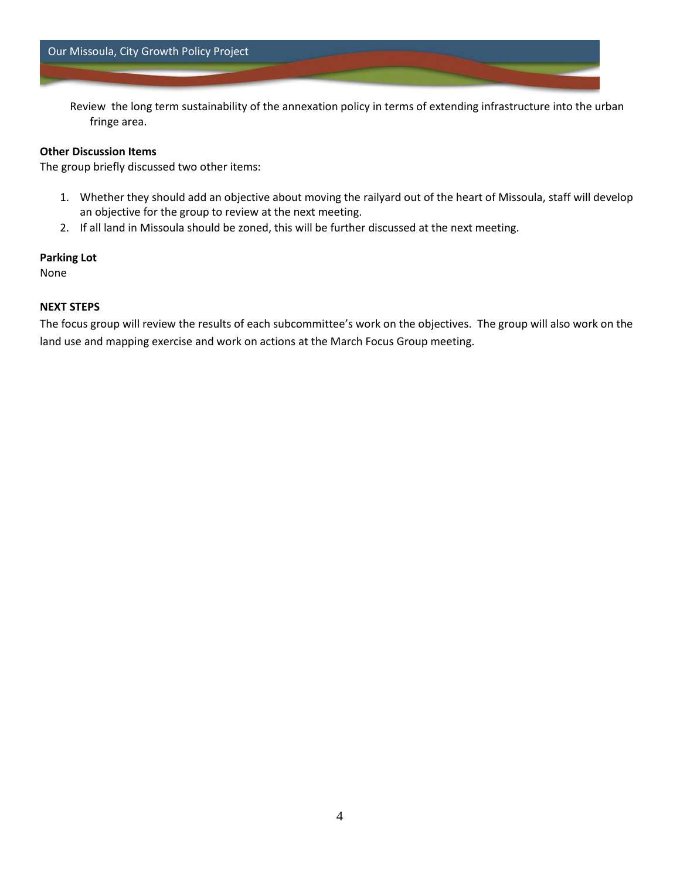Review the long term sustainability of the annexation policy in terms of extending infrastructure into the urban fringe area.

**Other Discussion Items**

The group briefly discussed two other items:

1. Whether they should add an objective about moving the railyard out of the heart of Missoula, staff will develop an objective for the group to review at the next meeting.
2. If all land in Missoula should be zoned, this will be further discussed at the next meeting.

**Parking Lot**

None

**NEXT STEPS**

The focus group will review the results of each subcommittee's work on the objectives. The group will also work on the land use and mapping exercise and work on actions at the March Focus Group meeting.